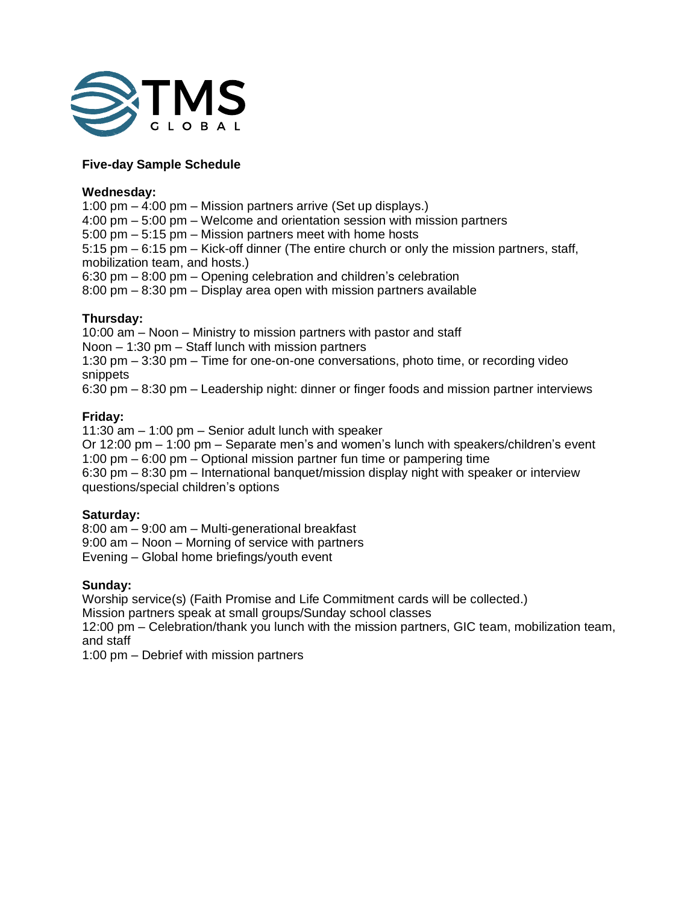TMS GLOBAL

**Five-day Sample Schedule**

**Wednesday:**
1:00 pm – 4:00 pm – Mission partners arrive (Set up displays.)
4:00 pm – 5:00 pm – Welcome and orientation session with mission partners
5:00 pm – 5:15 pm – Mission partners meet with home hosts
5:15 pm – 6:15 pm – Kick-off dinner (The entire church or only the mission partners, staff, mobilization team, and hosts.)
6:30 pm – 8:00 pm – Opening celebration and children's celebration
8:00 pm – 8:30 pm – Display area open with mission partners available

**Thursday:**
10:00 am – Noon – Ministry to mission partners with pastor and staff
Noon – 1:30 pm – Staff lunch with mission partners
1:30 pm – 3:30 pm – Time for one-on-one conversations, photo time, or recording video snippets
6:30 pm – 8:30 pm – Leadership night: dinner or finger foods and mission partner interviews

**Friday:**
11:30 am – 1:00 pm – Senior adult lunch with speaker
Or 12:00 pm – 1:00 pm – Separate men's and women's lunch with speakers/children's event
1:00 pm – 6:00 pm – Optional mission partner fun time or pampering time
6:30 pm – 8:30 pm – International banquet/mission display night with speaker or interview questions/special children's options

**Saturday:**
8:00 am – 9:00 am – Multi-generational breakfast
9:00 am – Noon – Morning of service with partners
Evening – Global home briefings/youth event

**Sunday:**
Worship service(s) (Faith Promise and Life Commitment cards will be collected.)
Mission partners speak at small groups/Sunday school classes
12:00 pm – Celebration/thank you lunch with the mission partners, GIC team, mobilization team, and staff
1:00 pm – Debrief with mission partners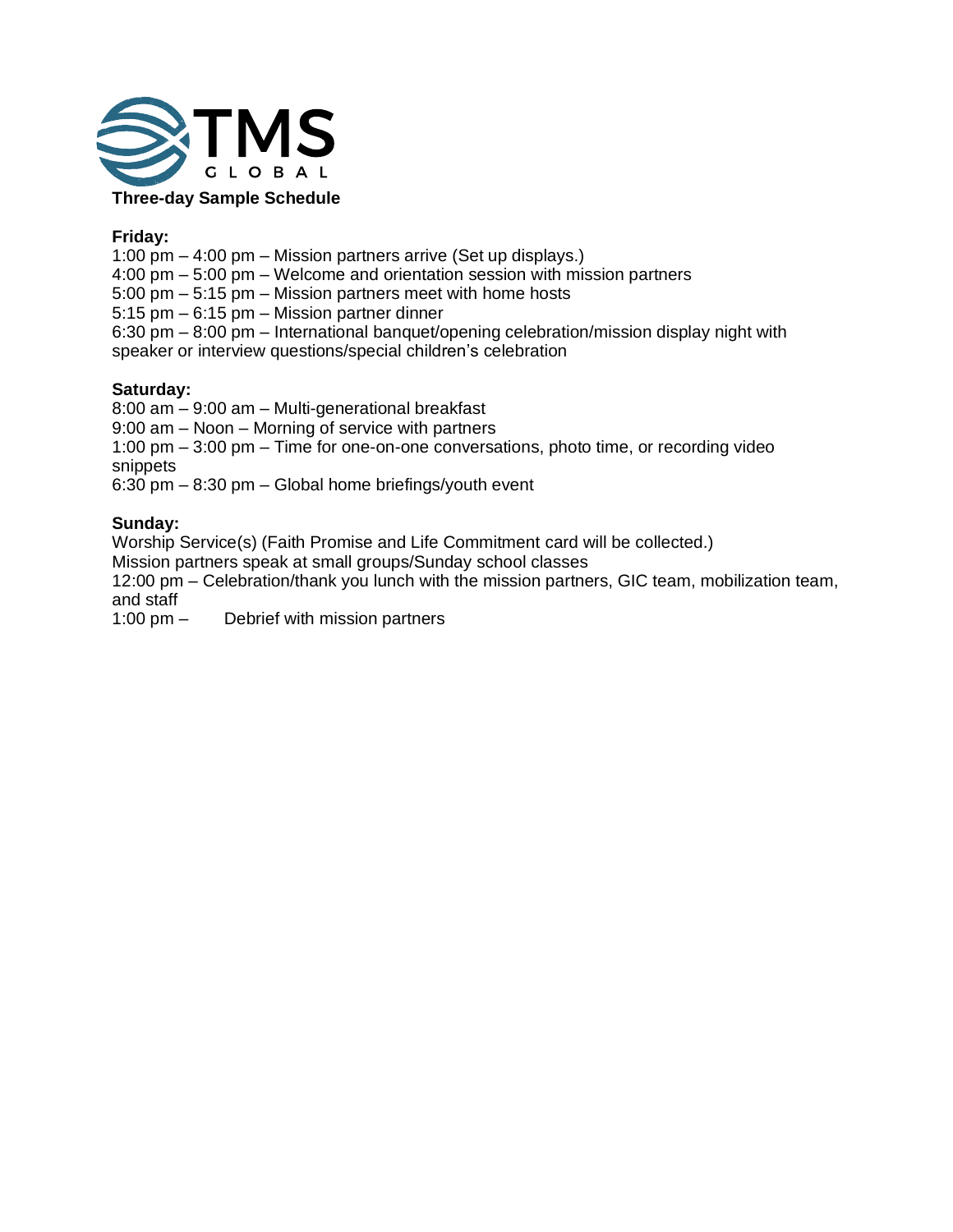TMS GLOBAL

**Three-day Sample Schedule**

**Friday:**
1:00 pm – 4:00 pm – Mission partners arrive (Set up displays.)
4:00 pm – 5:00 pm – Welcome and orientation session with mission partners
5:00 pm – 5:15 pm – Mission partners meet with home hosts
5:15 pm – 6:15 pm – Mission partner dinner
6:30 pm – 8:00 pm – International banquet/opening celebration/mission display night with speaker or interview questions/special children's celebration

**Saturday:**
8:00 am – 9:00 am – Multi-generational breakfast
9:00 am – Noon – Morning of service with partners
1:00 pm – 3:00 pm – Time for one-on-one conversations, photo time, or recording video snippets
6:30 pm – 8:30 pm – Global home briefings/youth event

**Sunday:**
Worship Service(s) (Faith Promise and Life Commitment card will be collected.)
Mission partners speak at small groups/Sunday school classes
12:00 pm – Celebration/thank you lunch with the mission partners, GIC team, mobilization team, and staff
1:00 pm – Debrief with mission partners